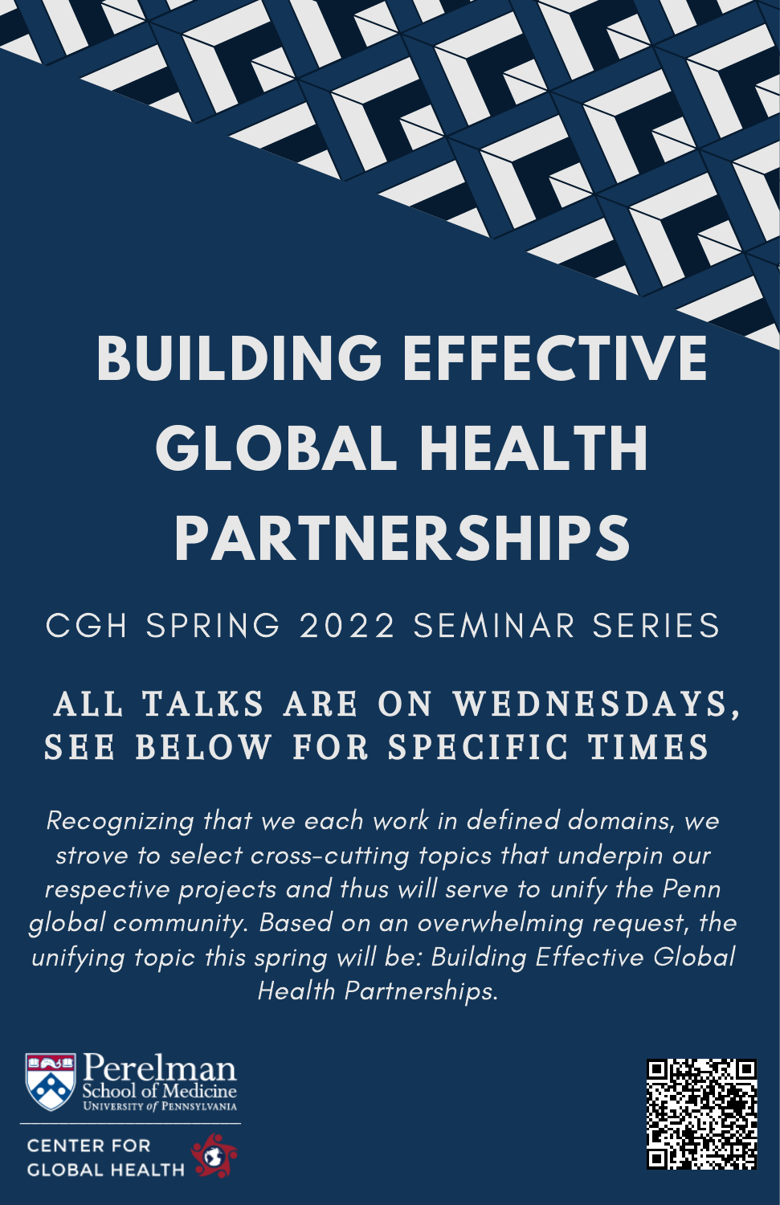# BUILDING EFFECTIVE GLOBAL HEALTH PARTNERSHIPS

## CGH SPRING 2022 SEMINAR SERIES

### ALL TALKS ARE ON WEDNESDAYS, SEE BELOW FOR SPECIFIC TIMES

*Recognizing that we each work in defined domains, we strove to select cross-cutting topics that underpin our respective projects and thus will serve to unify the Penn global community. Based on an overwhelming request, the unifying topic this spring will be: Building Effective Global Health Partnerships.*

Perelman School of Medicine
University of Pennsylvania

CENTER FOR GLOBAL HEALTH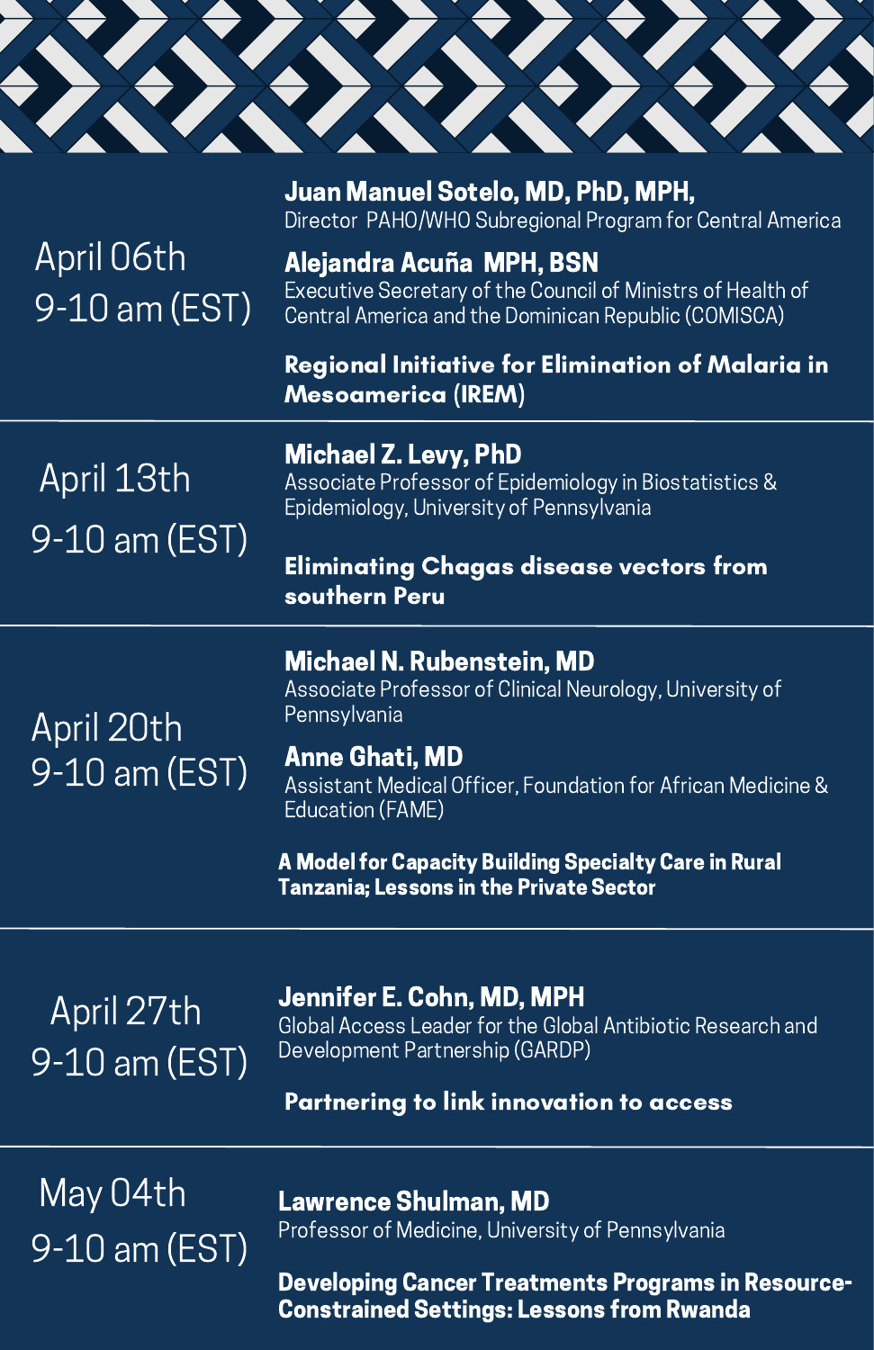**April 06th**
**9-10 am (EST)**

**Juan Manuel Sotelo, MD, PhD, MPH,**
Director PAHO/WHO Subregional Program for Central America

**Alejandra Acuña MPH, BSN**
Executive Secretary of the Council of Ministrs of Health of Central America and the Dominican Republic (COMISCA)

**Regional Initiative for Elimination of Malaria in Mesoamerica (IREM)**

---

**April 13th**
**9-10 am (EST)**

**Michael Z. Levy, PhD**
Associate Professor of Epidemiology in Biostatistics & Epidemiology, University of Pennsylvania

**Eliminating Chagas disease vectors from southern Peru**

---

**April 20th**
**9-10 am (EST)**

**Michael N. Rubenstein, MD**
Associate Professor of Clinical Neurology, University of Pennsylvania

**Anne Ghati, MD**
Assistant Medical Officer, Foundation for African Medicine & Education (FAME)

**A Model for Capacity Building Specialty Care in Rural Tanzania; Lessons in the Private Sector**

---

**April 27th**
**9-10 am (EST)**

**Jennifer E. Cohn, MD, MPH**
Global Access Leader for the Global Antibiotic Research and Development Partnership (GARDP)

**Partnering to link innovation to access**

---

**May 04th**
**9-10 am (EST)**

**Lawrence Shulman, MD**
Professor of Medicine, University of Pennsylvania

**Developing Cancer Treatments Programs in Resource-Constrained Settings: Lessons from Rwanda**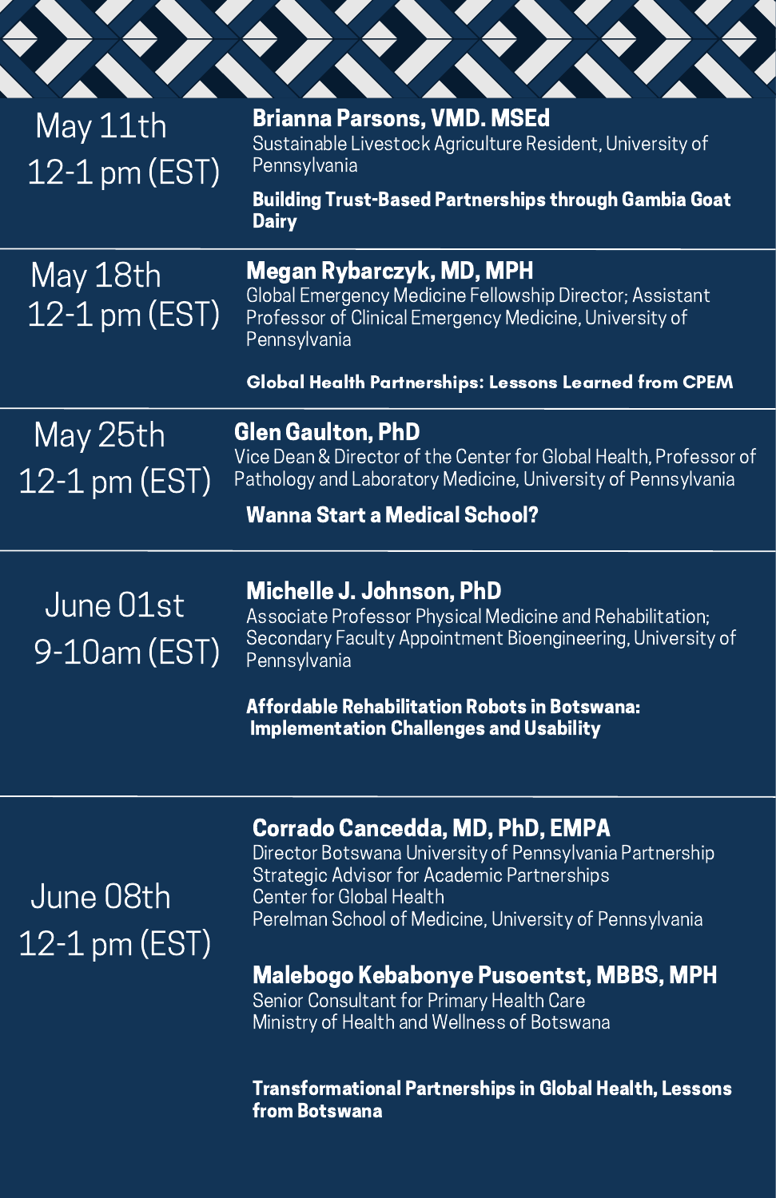May 11th
12-1 pm (EST)

**Brianna Parsons, VMD. MSEd**
Sustainable Livestock Agriculture Resident, University of Pennsylvania

**Building Trust-Based Partnerships through Gambia Goat Dairy**

May 18th
12-1 pm (EST)

**Megan Rybarczyk, MD, MPH**
Global Emergency Medicine Fellowship Director; Assistant Professor of Clinical Emergency Medicine, University of Pennsylvania

**Global Health Partnerships: Lessons Learned from CPEM**

May 25th
12-1 pm (EST)

**Glen Gaulton, PhD**
Vice Dean & Director of the Center for Global Health, Professor of Pathology and Laboratory Medicine, University of Pennsylvania

**Wanna Start a Medical School?**

June 01st
9-10am (EST)

**Michelle J. Johnson, PhD**
Associate Professor Physical Medicine and Rehabilitation; Secondary Faculty Appointment Bioengineering, University of Pennsylvania

**Affordable Rehabilitation Robots in Botswana: Implementation Challenges and Usability**

June 08th
12-1 pm (EST)

**Corrado Cancedda, MD, PhD, EMPA**
Director Botswana University of Pennsylvania Partnership
Strategic Advisor for Academic Partnerships
Center for Global Health
Perelman School of Medicine, University of Pennsylvania

**Malebogo Kebabonye Pusoentst, MBBS, MPH**
Senior Consultant for Primary Health Care
Ministry of Health and Wellness of Botswana

**Transformational Partnerships in Global Health, Lessons from Botswana**